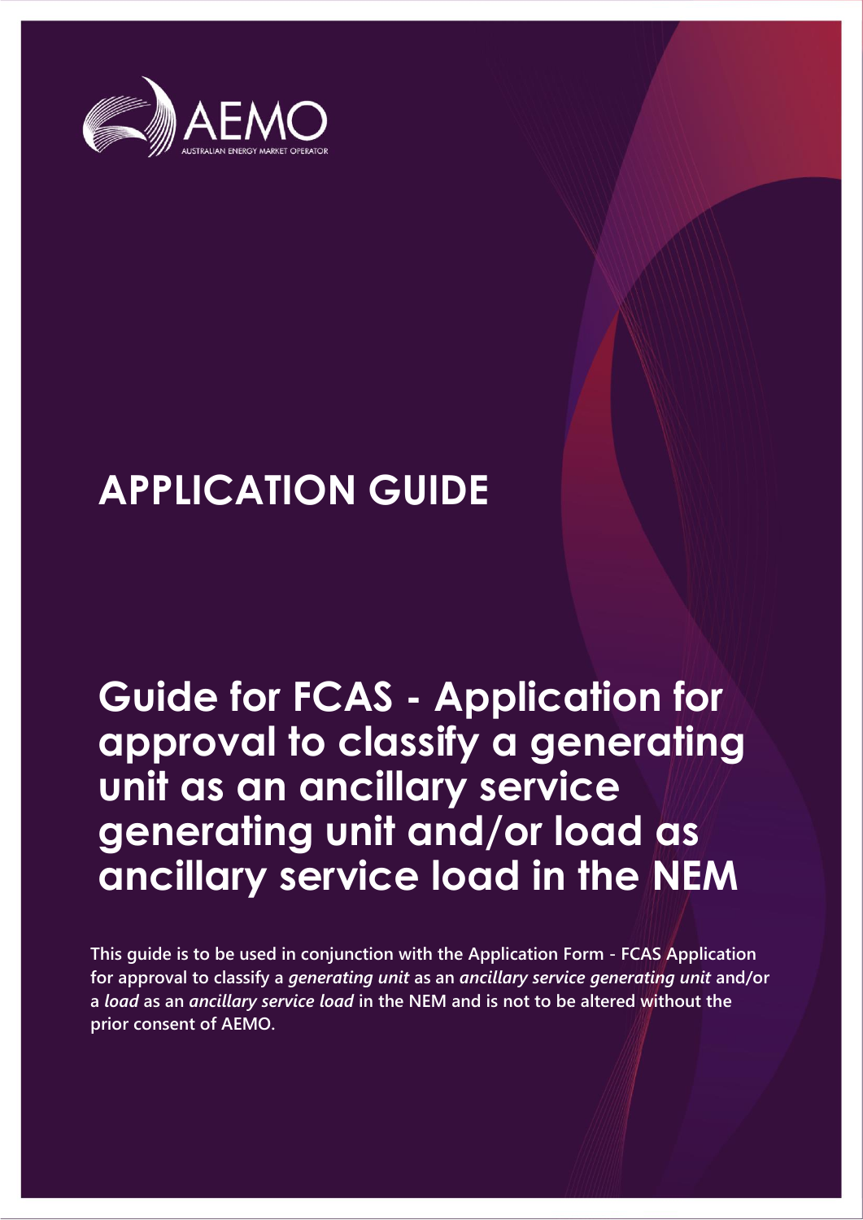AEMO

AUSTRALIAN ENERGY MARKET OPERATOR

# APPLICATION GUIDE

# Guide for FCAS - Application for approval to classify a generating unit as an ancillary service generating unit and/or load as ancillary service load in the NEM

**This guide is to be used in conjunction with the Application Form - FCAS Application for approval to classify a *generating unit* as an *ancillary service generating unit* and/or a *load* as an *ancillary service load* in the NEM and is not to be altered without the prior consent of AEMO.**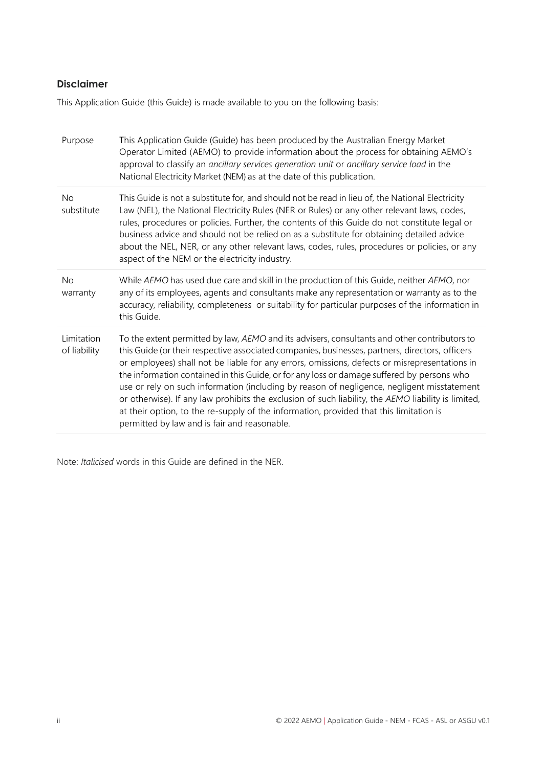## Disclaimer

This Application Guide (this Guide) is made available to you on the following basis:

| | |
|---|---|
| Purpose | This Application Guide (Guide) has been produced by the Australian Energy Market Operator Limited (AEMO) to provide information about the process for obtaining AEMO's approval to classify an *ancillary services generation unit* or *ancillary service load* in the National Electricity Market (NEM) as at the date of this publication. |
| No substitute | This Guide is not a substitute for, and should not be read in lieu of, the National Electricity Law (NEL), the National Electricity Rules (NER or Rules) or any other relevant laws, codes, rules, procedures or policies. Further, the contents of this Guide do not constitute legal or business advice and should not be relied on as a substitute for obtaining detailed advice about the NEL, NER, or any other relevant laws, codes, rules, procedures or policies, or any aspect of the NEM or the electricity industry. |
| No warranty | While *AEMO* has used due care and skill in the production of this Guide, neither *AEMO*, nor any of its employees, agents and consultants make any representation or warranty as to the accuracy, reliability, completeness or suitability for particular purposes of the information in this Guide. |
| Limitation of liability | To the extent permitted by law, *AEMO* and its advisers, consultants and other contributors to this Guide (or their respective associated companies, businesses, partners, directors, officers or employees) shall not be liable for any errors, omissions, defects or misrepresentations in the information contained in this Guide, or for any loss or damage suffered by persons who use or rely on such information (including by reason of negligence, negligent misstatement or otherwise). If any law prohibits the exclusion of such liability, the *AEMO* liability is limited, at their option, to the re-supply of the information, provided that this limitation is permitted by law and is fair and reasonable. |

Note: *Italicised* words in this Guide are defined in the NER.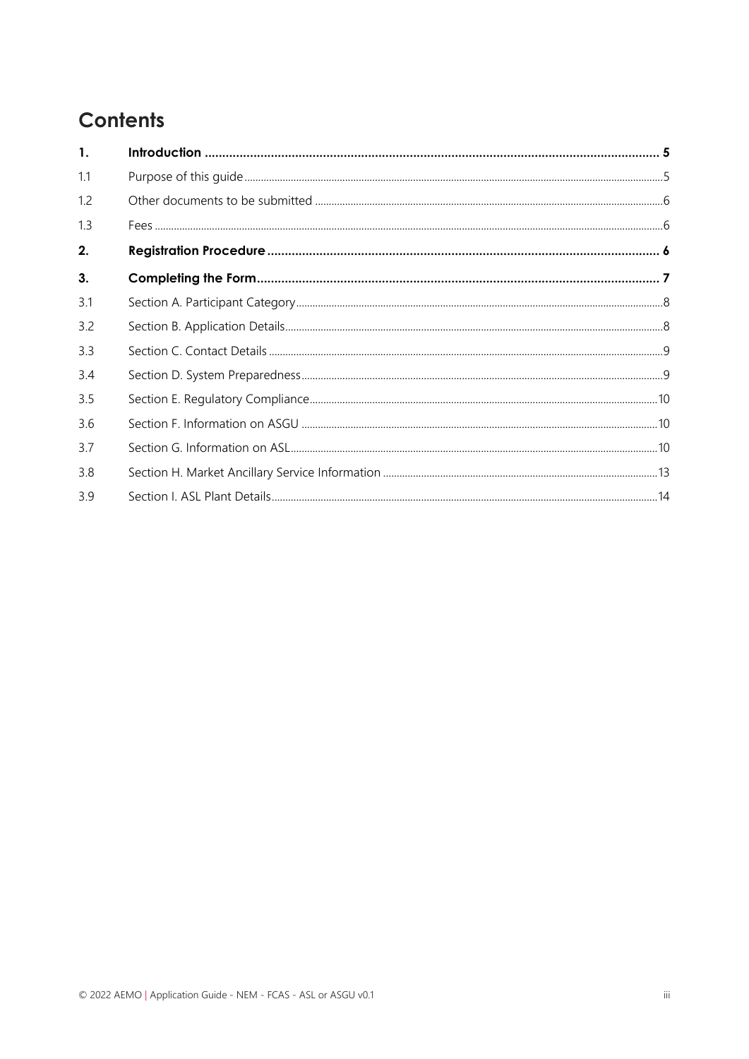# Contents

| | | |
|---|---|---|
| **1.** | **Introduction** | **5** |
| 1.1 | Purpose of this guide | 5 |
| 1.2 | Other documents to be submitted | 6 |
| 1.3 | Fees | 6 |
| **2.** | **Registration Procedure** | **6** |
| **3.** | **Completing the Form** | **7** |
| 3.1 | Section A. Participant Category | 8 |
| 3.2 | Section B. Application Details | 8 |
| 3.3 | Section C. Contact Details | 9 |
| 3.4 | Section D. System Preparedness | 9 |
| 3.5 | Section E. Regulatory Compliance | 10 |
| 3.6 | Section F. Information on ASGU | 10 |
| 3.7 | Section G. Information on ASL | 10 |
| 3.8 | Section H. Market Ancillary Service Information | 13 |
| 3.9 | Section I. ASL Plant Details | 14 |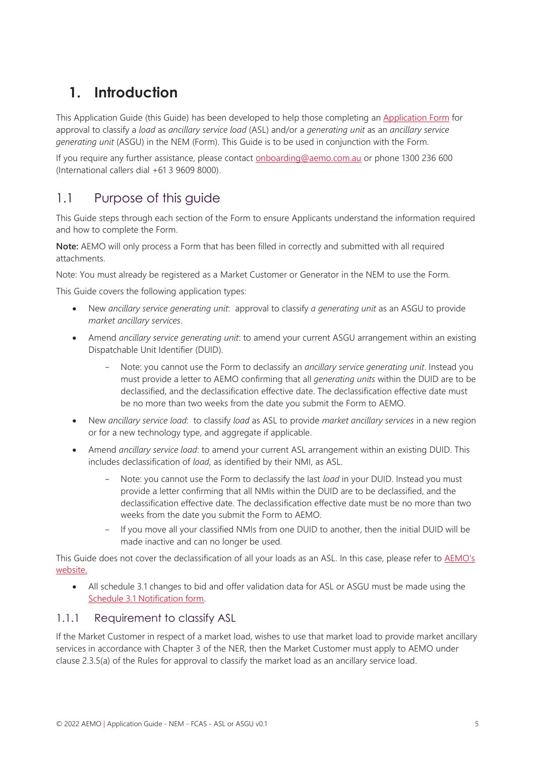# 1. Introduction

This Application Guide (this Guide) has been developed to help those completing an Application Form for approval to classify a *load* as *ancillary service load* (ASL) and/or a *generating unit* as an *ancillary service generating unit* (ASGU) in the NEM (Form). This Guide is to be used in conjunction with the Form.

If you require any further assistance, please contact onboarding@aemo.com.au or phone 1300 236 600 (International callers dial +61 3 9609 8000).

## 1.1 Purpose of this guide

This Guide steps through each section of the Form to ensure Applicants understand the information required and how to complete the Form.

**Note:** AEMO will only process a Form that has been filled in correctly and submitted with all required attachments.

Note: You must already be registered as a Market Customer or Generator in the NEM to use the Form.

This Guide covers the following application types:

- New *ancillary service generating unit*: approval to classify *a generating unit* as an ASGU to provide *market ancillary services*.
- Amend *ancillary service generating unit*: to amend your current ASGU arrangement within an existing Dispatchable Unit Identifier (DUID).
  - Note: you cannot use the Form to declassify an *ancillary service generating unit*. Instead you must provide a letter to AEMO confirming that all *generating units* within the DUID are to be declassified, and the declassification effective date. The declassification effective date must be no more than two weeks from the date you submit the Form to AEMO.
- New *ancillary service load*: to classify *load* as ASL to provide *market ancillary services* in a new region or for a new technology type, and aggregate if applicable.
- Amend *ancillary service load*: to amend your current ASL arrangement within an existing DUID. This includes declassification of *load*, as identified by their NMI, as ASL.
  - Note: you cannot use the Form to declassify the last *load* in your DUID. Instead you must provide a letter confirming that all NMIs within the DUID are to be declassified, and the declassification effective date. The declassification effective date must be no more than two weeks from the date you submit the Form to AEMO.
  - If you move all your classified NMIs from one DUID to another, then the initial DUID will be made inactive and can no longer be used.

This Guide does not cover the declassification of all your loads as an ASL. In this case, please refer to AEMO's website.

- All schedule 3.1 changes to bid and offer validation data for ASL or ASGU must be made using the Schedule 3.1 Notification form.

### 1.1.1 Requirement to classify ASL

If the Market Customer in respect of a market load, wishes to use that market load to provide market ancillary services in accordance with Chapter 3 of the NER, then the Market Customer must apply to AEMO under clause 2.3.5(a) of the Rules for approval to classify the market load as an ancillary service load.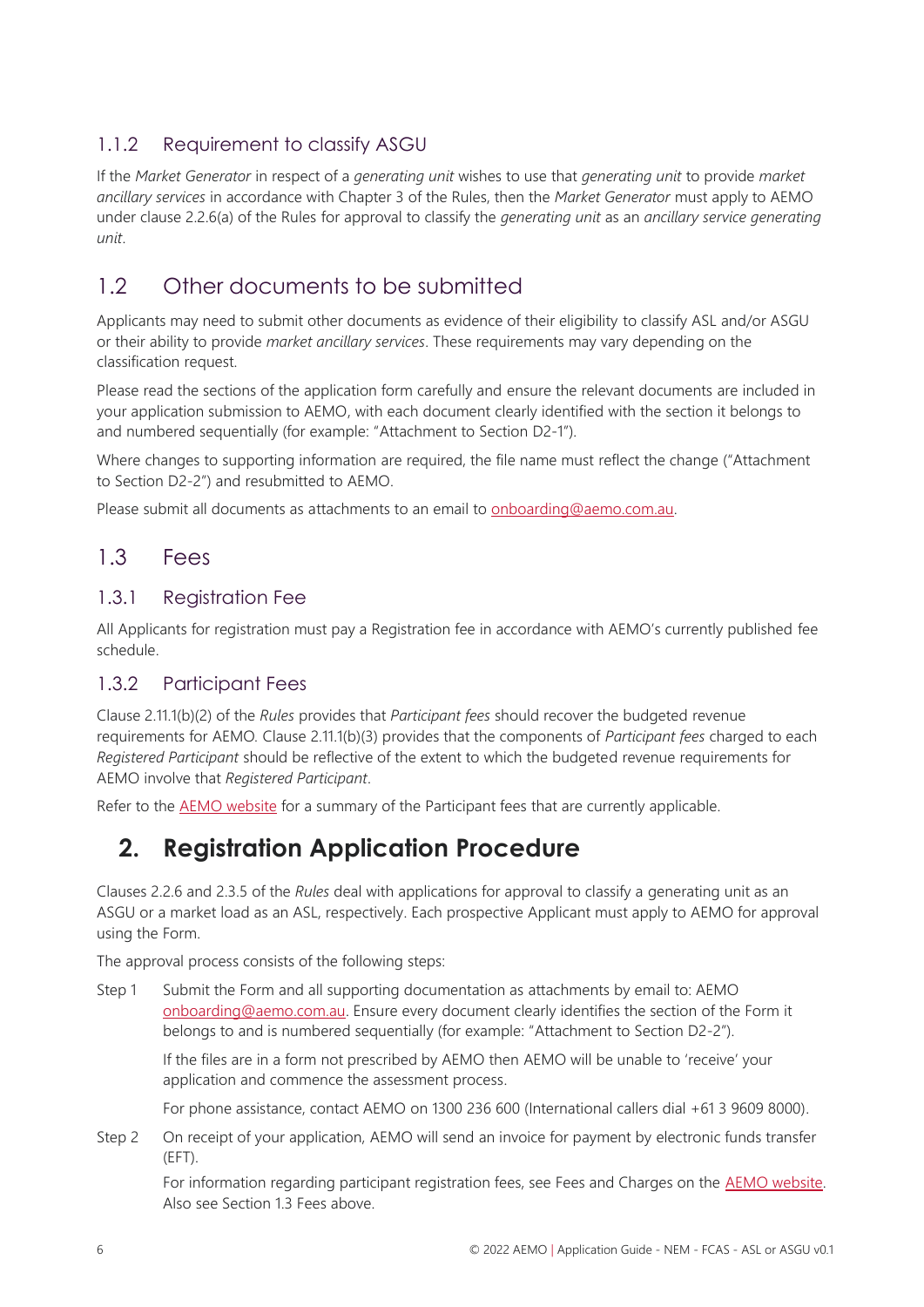### 1.1.2 Requirement to classify ASGU

If the *Market Generator* in respect of a *generating unit* wishes to use that *generating unit* to provide *market ancillary services* in accordance with Chapter 3 of the Rules, then the *Market Generator* must apply to AEMO under clause 2.2.6(a) of the Rules for approval to classify the *generating unit* as an *ancillary service generating unit*.

## 1.2 Other documents to be submitted

Applicants may need to submit other documents as evidence of their eligibility to classify ASL and/or ASGU or their ability to provide *market ancillary services*. These requirements may vary depending on the classification request.

Please read the sections of the application form carefully and ensure the relevant documents are included in your application submission to AEMO, with each document clearly identified with the section it belongs to and numbered sequentially (for example: "Attachment to Section D2-1").

Where changes to supporting information are required, the file name must reflect the change ("Attachment to Section D2-2") and resubmitted to AEMO.

Please submit all documents as attachments to an email to onboarding@aemo.com.au.

## 1.3 Fees

### 1.3.1 Registration Fee

All Applicants for registration must pay a Registration fee in accordance with AEMO's currently published fee schedule.

### 1.3.2 Participant Fees

Clause 2.11.1(b)(2) of the *Rules* provides that *Participant fees* should recover the budgeted revenue requirements for AEMO. Clause 2.11.1(b)(3) provides that the components of *Participant fees* charged to each *Registered Participant* should be reflective of the extent to which the budgeted revenue requirements for AEMO involve that *Registered Participant*.

Refer to the AEMO website for a summary of the Participant fees that are currently applicable.

# 2. Registration Application Procedure

Clauses 2.2.6 and 2.3.5 of the *Rules* deal with applications for approval to classify a generating unit as an ASGU or a market load as an ASL, respectively. Each prospective Applicant must apply to AEMO for approval using the Form.

The approval process consists of the following steps:

Step 1 Submit the Form and all supporting documentation as attachments by email to: AEMO onboarding@aemo.com.au. Ensure every document clearly identifies the section of the Form it belongs to and is numbered sequentially (for example: "Attachment to Section D2-2").

If the files are in a form not prescribed by AEMO then AEMO will be unable to 'receive' your application and commence the assessment process.

For phone assistance, contact AEMO on 1300 236 600 (International callers dial +61 3 9609 8000).

Step 2 On receipt of your application, AEMO will send an invoice for payment by electronic funds transfer (EFT).

For information regarding participant registration fees, see Fees and Charges on the AEMO website. Also see Section 1.3 Fees above.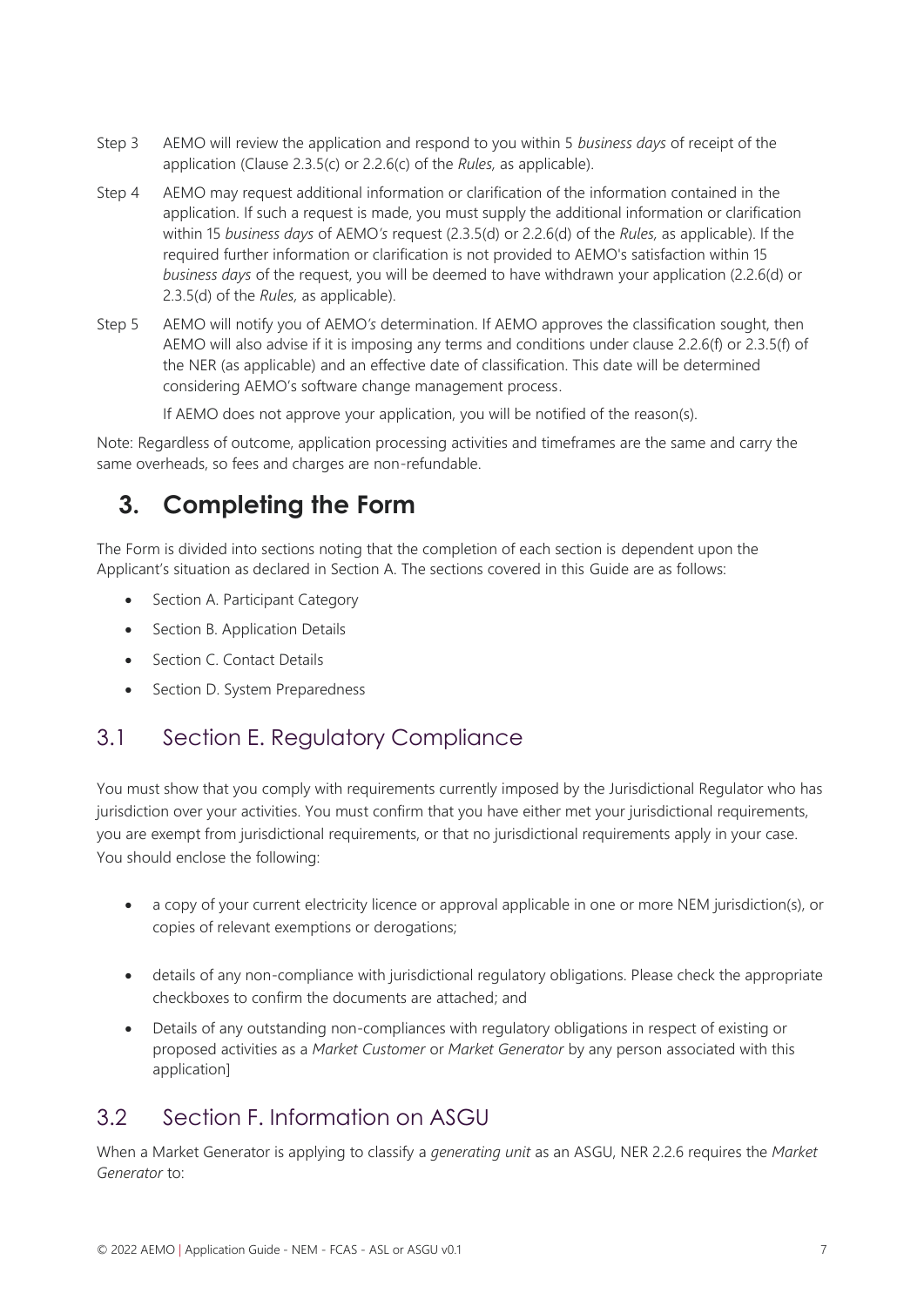Step 3 AEMO will review the application and respond to you within 5 *business days* of receipt of the application (Clause 2.3.5(c) or 2.2.6(c) of the *Rules,* as applicable).

Step 4 AEMO may request additional information or clarification of the information contained in the application. If such a request is made, you must supply the additional information or clarification within 15 *business days* of AEMO*'s* request (2.3.5(d) or 2.2.6(d) of the *Rules,* as applicable). If the required further information or clarification is not provided to AEMO's satisfaction within 15 *business days* of the request, you will be deemed to have withdrawn your application (2.2.6(d) or 2.3.5(d) of the *Rules,* as applicable).

Step 5 AEMO will notify you of AEMO*'s* determination. If AEMO approves the classification sought, then AEMO will also advise if it is imposing any terms and conditions under clause 2.2.6(f) or 2.3.5(f) of the NER (as applicable) and an effective date of classification. This date will be determined considering AEMO's software change management process.

If AEMO does not approve your application, you will be notified of the reason(s).

Note: Regardless of outcome, application processing activities and timeframes are the same and carry the same overheads, so fees and charges are non-refundable.

# 3. Completing the Form

The Form is divided into sections noting that the completion of each section is dependent upon the Applicant's situation as declared in Section A. The sections covered in this Guide are as follows:

- Section A. Participant Category
- Section B. Application Details
- Section C. Contact Details
- Section D. System Preparedness

## 3.1 Section E. Regulatory Compliance

You must show that you comply with requirements currently imposed by the Jurisdictional Regulator who has jurisdiction over your activities. You must confirm that you have either met your jurisdictional requirements, you are exempt from jurisdictional requirements, or that no jurisdictional requirements apply in your case. You should enclose the following:

- a copy of your current electricity licence or approval applicable in one or more NEM jurisdiction(s), or copies of relevant exemptions or derogations;
- details of any non-compliance with jurisdictional regulatory obligations. Please check the appropriate checkboxes to confirm the documents are attached; and
- Details of any outstanding non-compliances with regulatory obligations in respect of existing or proposed activities as a *Market Customer* or *Market Generator* by any person associated with this application]

## 3.2 Section F. Information on ASGU

When a Market Generator is applying to classify a *generating unit* as an ASGU, NER 2.2.6 requires the *Market Generator* to: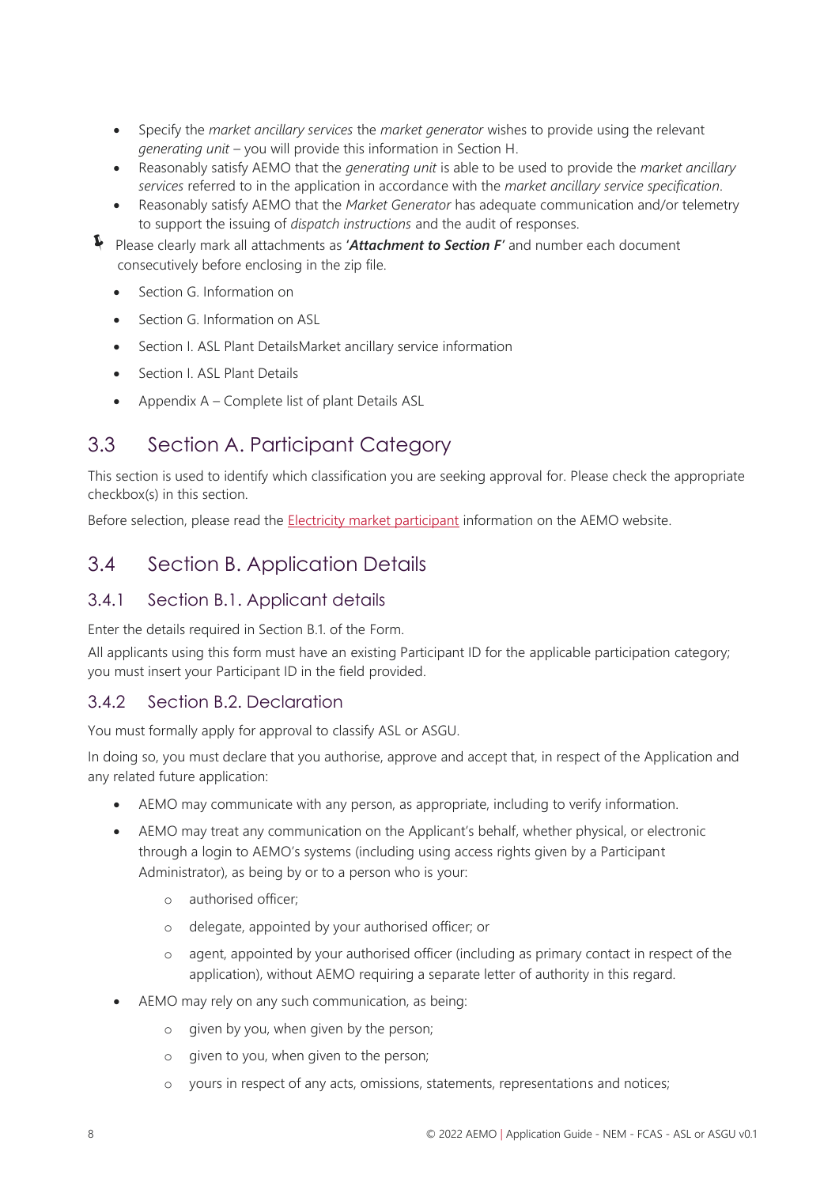- Specify the *market ancillary services* the *market generator* wishes to provide using the relevant *generating unit* – you will provide this information in Section H.
- Reasonably satisfy AEMO that the *generating unit* is able to be used to provide the *market ancillary services* referred to in the application in accordance with the *market ancillary service specification*.
- Reasonably satisfy AEMO that the *Market Generator* has adequate communication and/or telemetry to support the issuing of *dispatch instructions* and the audit of responses.

Please clearly mark all attachments as '***Attachment to Section F***' and number each document consecutively before enclosing in the zip file.

- Section G. Information on
- Section G. Information on ASL
- Section I. ASL Plant DetailsMarket ancillary service information
- Section I. ASL Plant Details
- Appendix A – Complete list of plant Details ASL

## 3.3 Section A. Participant Category

This section is used to identify which classification you are seeking approval for. Please check the appropriate checkbox(s) in this section.

Before selection, please read the Electricity market participant information on the AEMO website.

## 3.4 Section B. Application Details

### 3.4.1 Section B.1. Applicant details

Enter the details required in Section B.1. of the Form.

All applicants using this form must have an existing Participant ID for the applicable participation category; you must insert your Participant ID in the field provided.

### 3.4.2 Section B.2. Declaration

You must formally apply for approval to classify ASL or ASGU.

In doing so, you must declare that you authorise, approve and accept that, in respect of the Application and any related future application:

- AEMO may communicate with any person, as appropriate, including to verify information.
- AEMO may treat any communication on the Applicant's behalf, whether physical, or electronic through a login to AEMO's systems (including using access rights given by a Participant Administrator), as being by or to a person who is your:
  - authorised officer;
  - delegate, appointed by your authorised officer; or
  - agent, appointed by your authorised officer (including as primary contact in respect of the application), without AEMO requiring a separate letter of authority in this regard.
- AEMO may rely on any such communication, as being:
  - given by you, when given by the person;
  - given to you, when given to the person;
  - yours in respect of any acts, omissions, statements, representations and notices;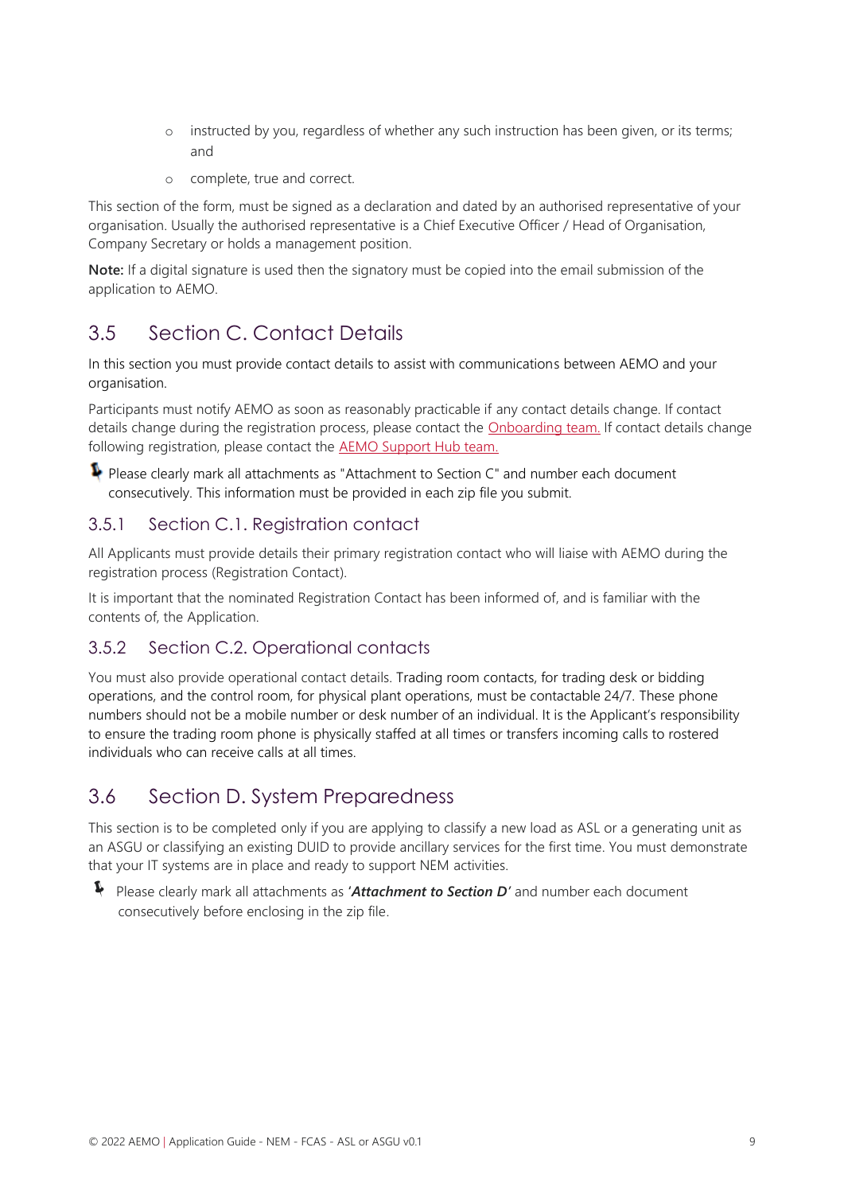- instructed by you, regardless of whether any such instruction has been given, or its terms; and
- complete, true and correct.

This section of the form, must be signed as a declaration and dated by an authorised representative of your organisation. Usually the authorised representative is a Chief Executive Officer / Head of Organisation, Company Secretary or holds a management position.

**Note:** If a digital signature is used then the signatory must be copied into the email submission of the application to AEMO.

## 3.5 Section C. Contact Details

In this section you must provide contact details to assist with communications between AEMO and your organisation.

Participants must notify AEMO as soon as reasonably practicable if any contact details change. If contact details change during the registration process, please contact the Onboarding team. If contact details change following registration, please contact the AEMO Support Hub team.

Please clearly mark all attachments as "Attachment to Section C" and number each document consecutively. This information must be provided in each zip file you submit.

### 3.5.1 Section C.1. Registration contact

All Applicants must provide details their primary registration contact who will liaise with AEMO during the registration process (Registration Contact).

It is important that the nominated Registration Contact has been informed of, and is familiar with the contents of, the Application.

### 3.5.2 Section C.2. Operational contacts

You must also provide operational contact details. Trading room contacts, for trading desk or bidding operations, and the control room, for physical plant operations, must be contactable 24/7. These phone numbers should not be a mobile number or desk number of an individual. It is the Applicant's responsibility to ensure the trading room phone is physically staffed at all times or transfers incoming calls to rostered individuals who can receive calls at all times.

## 3.6 Section D. System Preparedness

This section is to be completed only if you are applying to classify a new load as ASL or a generating unit as an ASGU or classifying an existing DUID to provide ancillary services for the first time. You must demonstrate that your IT systems are in place and ready to support NEM activities.

Please clearly mark all attachments as '***Attachment to Section D***' and number each document consecutively before enclosing in the zip file.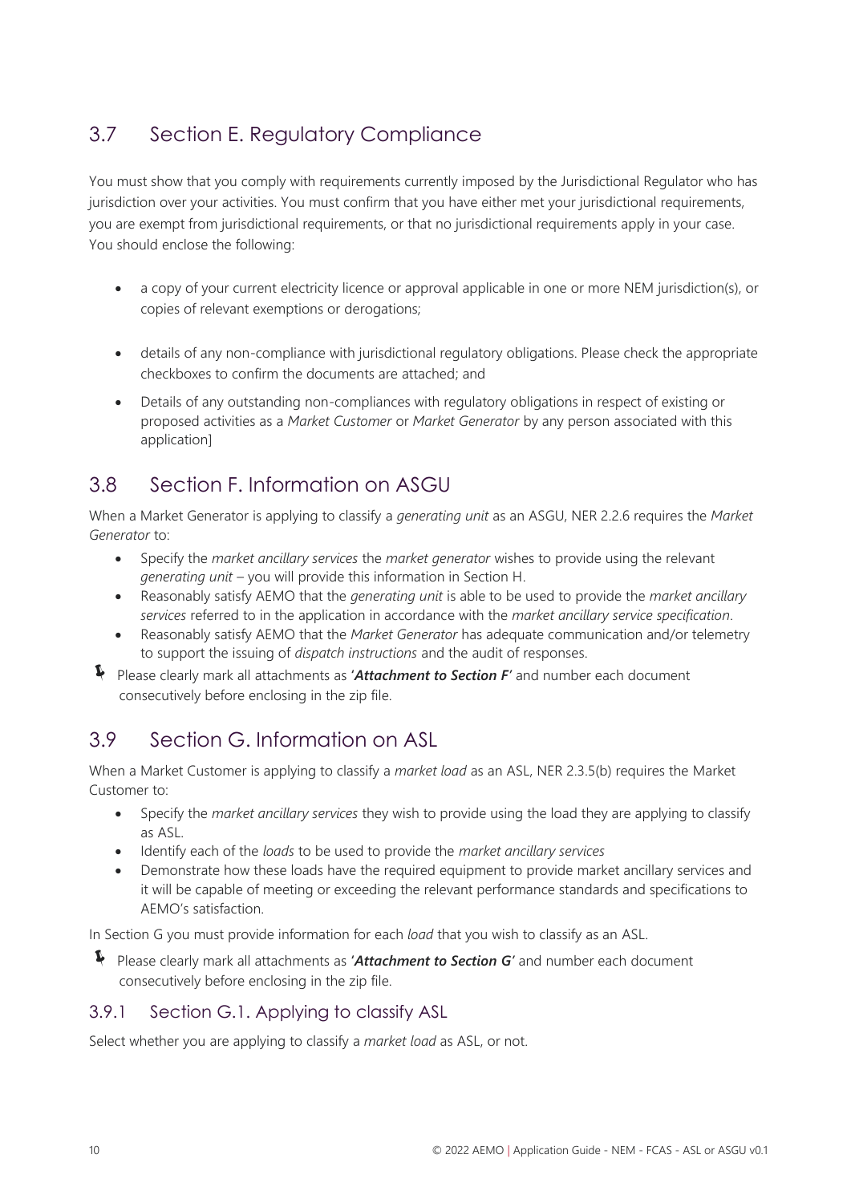## 3.7 Section E. Regulatory Compliance

You must show that you comply with requirements currently imposed by the Jurisdictional Regulator who has jurisdiction over your activities. You must confirm that you have either met your jurisdictional requirements, you are exempt from jurisdictional requirements, or that no jurisdictional requirements apply in your case. You should enclose the following:

- a copy of your current electricity licence or approval applicable in one or more NEM jurisdiction(s), or copies of relevant exemptions or derogations;
- details of any non-compliance with jurisdictional regulatory obligations. Please check the appropriate checkboxes to confirm the documents are attached; and
- Details of any outstanding non-compliances with regulatory obligations in respect of existing or proposed activities as a *Market Customer* or *Market Generator* by any person associated with this application]

## 3.8 Section F. Information on ASGU

When a Market Generator is applying to classify a *generating unit* as an ASGU, NER 2.2.6 requires the *Market Generator* to:

- Specify the *market ancillary services* the *market generator* wishes to provide using the relevant *generating unit* – you will provide this information in Section H.
- Reasonably satisfy AEMO that the *generating unit* is able to be used to provide the *market ancillary services* referred to in the application in accordance with the *market ancillary service specification*.
- Reasonably satisfy AEMO that the *Market Generator* has adequate communication and/or telemetry to support the issuing of *dispatch instructions* and the audit of responses.

Please clearly mark all attachments as '***Attachment to Section F***' and number each document consecutively before enclosing in the zip file.

## 3.9 Section G. Information on ASL

When a Market Customer is applying to classify a *market load* as an ASL, NER 2.3.5(b) requires the Market Customer to:

- Specify the *market ancillary services* they wish to provide using the load they are applying to classify as ASL.
- Identify each of the *loads* to be used to provide the *market ancillary services*
- Demonstrate how these loads have the required equipment to provide market ancillary services and it will be capable of meeting or exceeding the relevant performance standards and specifications to AEMO's satisfaction.

In Section G you must provide information for each *load* that you wish to classify as an ASL.

Please clearly mark all attachments as '***Attachment to Section G***' and number each document consecutively before enclosing in the zip file.

### 3.9.1 Section G.1. Applying to classify ASL

Select whether you are applying to classify a *market load* as ASL, or not.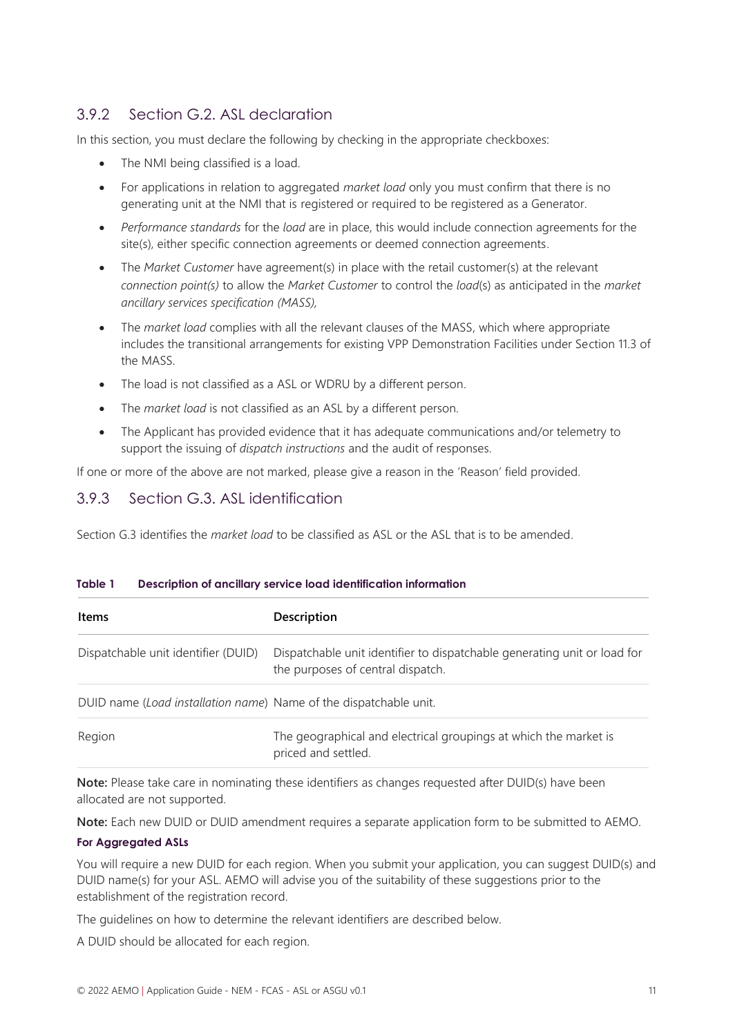### 3.9.2 Section G.2. ASL declaration

In this section, you must declare the following by checking in the appropriate checkboxes:

- The NMI being classified is a load.
- For applications in relation to aggregated *market load* only you must confirm that there is no generating unit at the NMI that is registered or required to be registered as a Generator.
- *Performance standards* for the *load* are in place, this would include connection agreements for the site(s), either specific connection agreements or deemed connection agreements.
- The *Market Customer* have agreement(s) in place with the retail customer(s) at the relevant *connection point(s)* to allow the *Market Customer* to control the *load*(s) as anticipated in the *market ancillary services specification (MASS),*
- The *market load* complies with all the relevant clauses of the MASS, which where appropriate includes the transitional arrangements for existing VPP Demonstration Facilities under Section 11.3 of the MASS.
- The load is not classified as a ASL or WDRU by a different person.
- The *market load* is not classified as an ASL by a different person.
- The Applicant has provided evidence that it has adequate communications and/or telemetry to support the issuing of *dispatch instructions* and the audit of responses.

If one or more of the above are not marked, please give a reason in the 'Reason' field provided.

### 3.9.3 Section G.3. ASL identification

Section G.3 identifies the *market load* to be classified as ASL or the ASL that is to be amended.

**Table 1 Description of ancillary service load identification information**

| Items | Description |
|---|---|
| Dispatchable unit identifier (DUID) | Dispatchable unit identifier to dispatchable generating unit or load for the purposes of central dispatch. |
| DUID name (*Load installation name*) | Name of the dispatchable unit. |
| Region | The geographical and electrical groupings at which the market is priced and settled. |

**Note:** Please take care in nominating these identifiers as changes requested after DUID(s) have been allocated are not supported.

**Note:** Each new DUID or DUID amendment requires a separate application form to be submitted to AEMO.

**For Aggregated ASLs**

You will require a new DUID for each region. When you submit your application, you can suggest DUID(s) and DUID name(s) for your ASL. AEMO will advise you of the suitability of these suggestions prior to the establishment of the registration record.

The guidelines on how to determine the relevant identifiers are described below.

A DUID should be allocated for each region.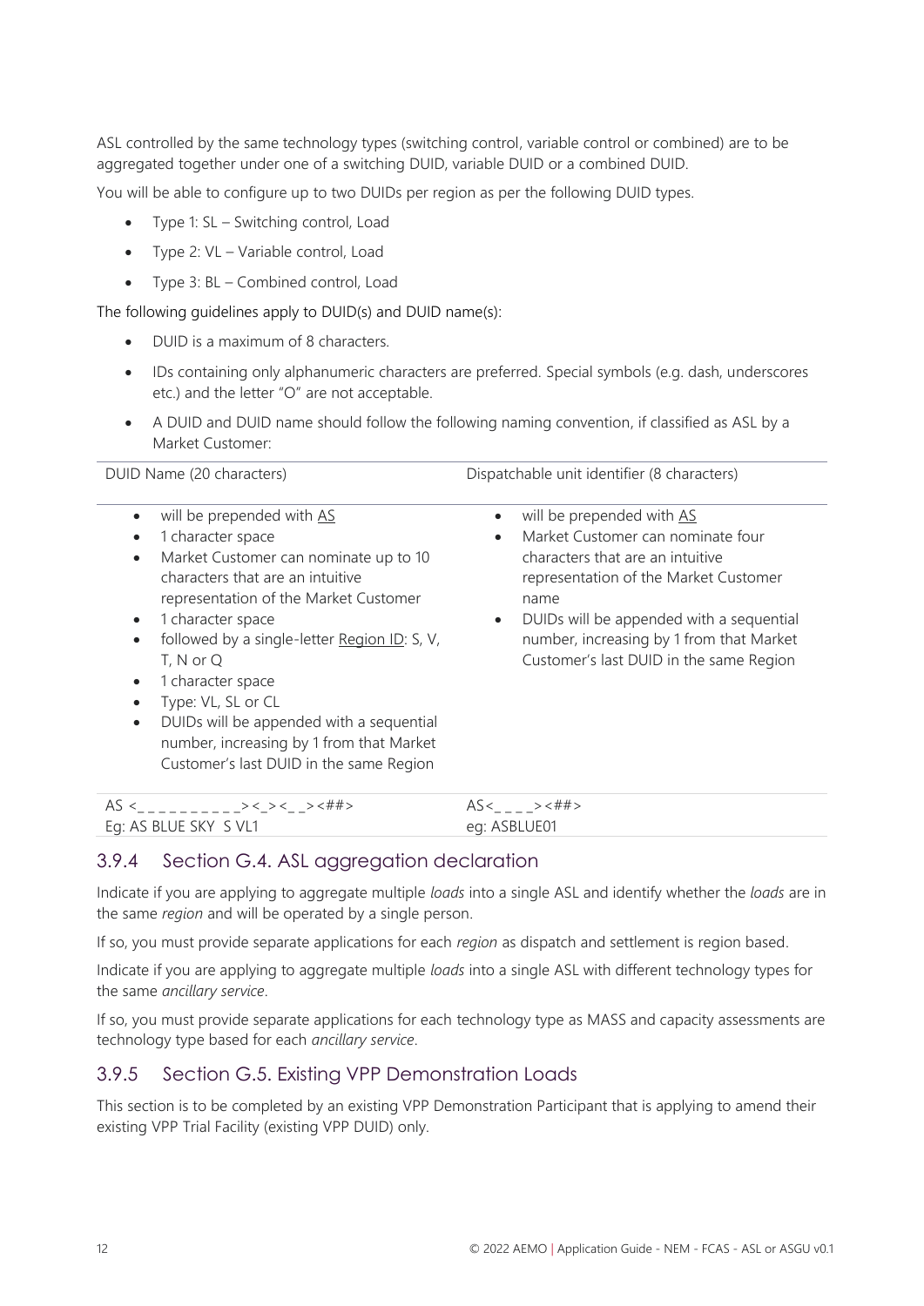ASL controlled by the same technology types (switching control, variable control or combined) are to be aggregated together under one of a switching DUID, variable DUID or a combined DUID.

You will be able to configure up to two DUIDs per region as per the following DUID types.

- Type 1: SL – Switching control, Load
- Type 2: VL – Variable control, Load
- Type 3: BL – Combined control, Load

The following guidelines apply to DUID(s) and DUID name(s):

- DUID is a maximum of 8 characters.
- IDs containing only alphanumeric characters are preferred. Special symbols (e.g. dash, underscores etc.) and the letter "O" are not acceptable.
- A DUID and DUID name should follow the following naming convention, if classified as ASL by a Market Customer:

| DUID Name (20 characters) | Dispatchable unit identifier (8 characters) |
|---|---|
| • will be prepended with <u>AS</u><br>• 1 character space<br>• Market Customer can nominate up to 10 characters that are an intuitive representation of the Market Customer<br>• 1 character space<br>• followed by a single-letter <u>Region ID</u>: S, V, T, N or Q<br>• 1 character space<br>• Type: VL, SL or CL<br>• DUIDs will be appended with a sequential number, increasing by 1 from that Market Customer's last DUID in the same Region | • will be prepended with <u>AS</u><br>• Market Customer can nominate four characters that are an intuitive representation of the Market Customer name<br>• DUIDs will be appended with a sequential number, increasing by 1 from that Market Customer's last DUID in the same Region |
| AS <_ _ _ _ _ _ _ _ _ _><_><_ _><##><br>Eg: AS BLUE SKY S VL1 | AS<_ _ _ _><##><br>eg: ASBLUE01 |

## 3.9.4 Section G.4. ASL aggregation declaration

Indicate if you are applying to aggregate multiple *loads* into a single ASL and identify whether the *loads* are in the same *region* and will be operated by a single person.

If so, you must provide separate applications for each *region* as dispatch and settlement is region based.

Indicate if you are applying to aggregate multiple *loads* into a single ASL with different technology types for the same *ancillary service*.

If so, you must provide separate applications for each technology type as MASS and capacity assessments are technology type based for each *ancillary service*.

## 3.9.5 Section G.5. Existing VPP Demonstration Loads

This section is to be completed by an existing VPP Demonstration Participant that is applying to amend their existing VPP Trial Facility (existing VPP DUID) only.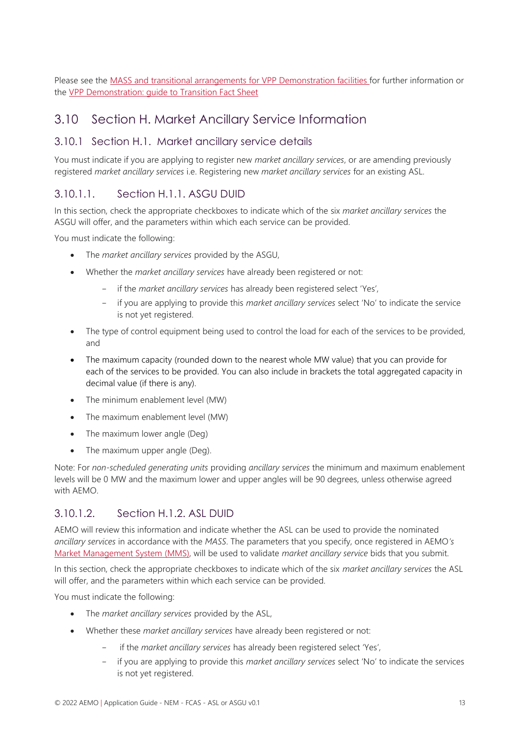Please see the MASS and transitional arrangements for VPP Demonstration facilities for further information or the VPP Demonstration: guide to Transition Fact Sheet

## 3.10 Section H. Market Ancillary Service Information

### 3.10.1 Section H.1. Market ancillary service details

You must indicate if you are applying to register new *market ancillary services*, or are amending previously registered *market ancillary services* i.e. Registering new *market ancillary services* for an existing ASL.

#### 3.10.1.1. Section H.1.1. ASGU DUID

In this section, check the appropriate checkboxes to indicate which of the six *market ancillary services* the ASGU will offer, and the parameters within which each service can be provided.

You must indicate the following:

- The *market ancillary services* provided by the ASGU,
- Whether the *market ancillary services* have already been registered or not:
  - if the *market ancillary services* has already been registered select 'Yes',
  - if you are applying to provide this *market ancillary services* select 'No' to indicate the service is not yet registered.
- The type of control equipment being used to control the load for each of the services to be provided, and
- The maximum capacity (rounded down to the nearest whole MW value) that you can provide for each of the services to be provided. You can also include in brackets the total aggregated capacity in decimal value (if there is any).
- The minimum enablement level (MW)
- The maximum enablement level (MW)
- The maximum lower angle (Deg)
- The maximum upper angle (Deg).

Note: For *non-scheduled generating units* providing *ancillary services* the minimum and maximum enablement levels will be 0 MW and the maximum lower and upper angles will be 90 degrees, unless otherwise agreed with AEMO.

#### 3.10.1.2. Section H.1.2. ASL DUID

AEMO will review this information and indicate whether the ASL can be used to provide the nominated *ancillary services* in accordance with the *MASS*. The parameters that you specify, once registered in AEMO's Market Management System (MMS), will be used to validate *market ancillary service* bids that you submit.

In this section, check the appropriate checkboxes to indicate which of the six *market ancillary services* the ASL will offer, and the parameters within which each service can be provided.

You must indicate the following:

- The *market ancillary services* provided by the ASL,
- Whether these *market ancillary services* have already been registered or not:
  - if the *market ancillary services* has already been registered select 'Yes',
  - if you are applying to provide this *market ancillary services* select 'No' to indicate the services is not yet registered.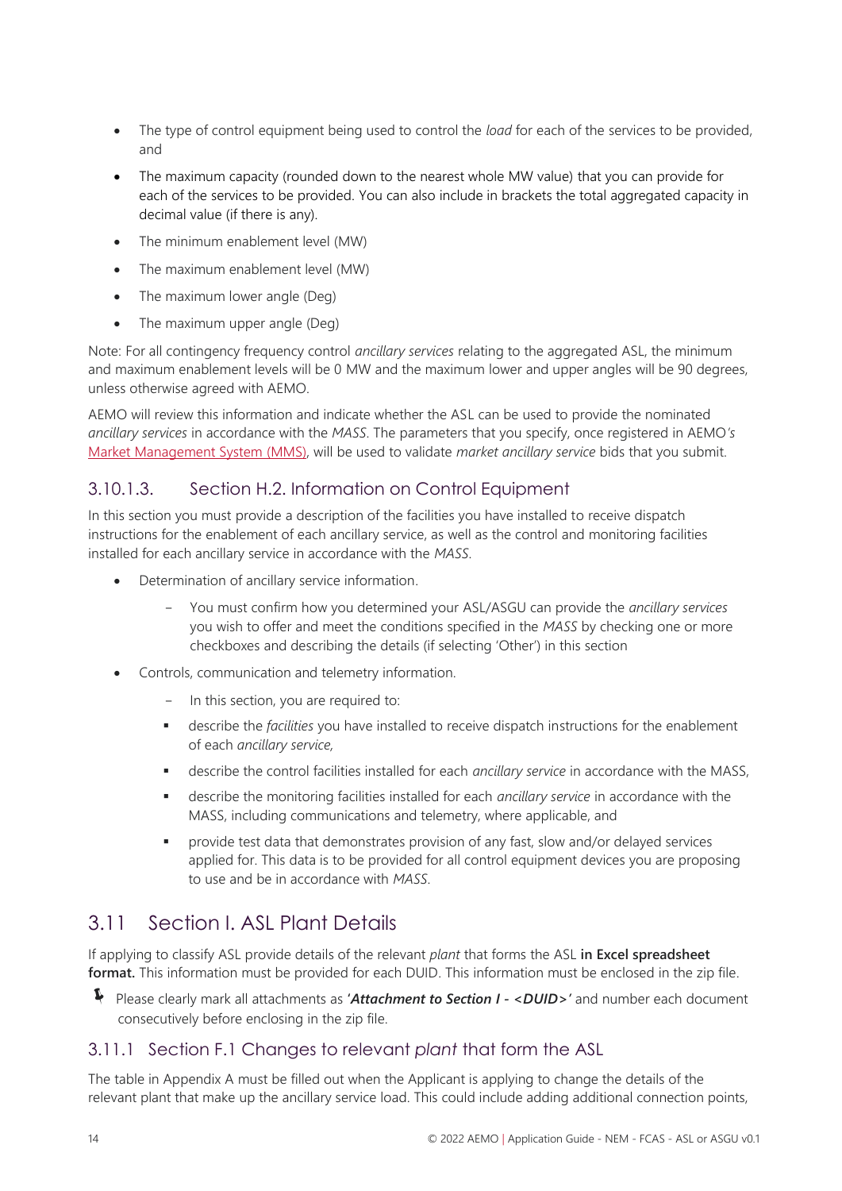- The type of control equipment being used to control the *load* for each of the services to be provided, and
- The maximum capacity (rounded down to the nearest whole MW value) that you can provide for each of the services to be provided. You can also include in brackets the total aggregated capacity in decimal value (if there is any).
- The minimum enablement level (MW)
- The maximum enablement level (MW)
- The maximum lower angle (Deg)
- The maximum upper angle (Deg)

Note: For all contingency frequency control *ancillary services* relating to the aggregated ASL, the minimum and maximum enablement levels will be 0 MW and the maximum lower and upper angles will be 90 degrees, unless otherwise agreed with AEMO.

AEMO will review this information and indicate whether the ASL can be used to provide the nominated *ancillary services* in accordance with the *MASS*. The parameters that you specify, once registered in AEMO*'s* Market Management System (MMS), will be used to validate *market ancillary service* bids that you submit.

### 3.10.1.3. Section H.2. Information on Control Equipment

In this section you must provide a description of the facilities you have installed to receive dispatch instructions for the enablement of each ancillary service, as well as the control and monitoring facilities installed for each ancillary service in accordance with the *MASS*.

- Determination of ancillary service information.
  - You must confirm how you determined your ASL/ASGU can provide the *ancillary services* you wish to offer and meet the conditions specified in the *MASS* by checking one or more checkboxes and describing the details (if selecting 'Other') in this section
- Controls, communication and telemetry information.
  - In this section, you are required to:
    - describe the *facilities* you have installed to receive dispatch instructions for the enablement of each *ancillary service,*
    - describe the control facilities installed for each *ancillary service* in accordance with the MASS,
    - describe the monitoring facilities installed for each *ancillary service* in accordance with the MASS, including communications and telemetry, where applicable, and
    - provide test data that demonstrates provision of any fast, slow and/or delayed services applied for. This data is to be provided for all control equipment devices you are proposing to use and be in accordance with *MASS*.

## 3.11 Section I. ASL Plant Details

If applying to classify ASL provide details of the relevant *plant* that forms the ASL **in Excel spreadsheet format.** This information must be provided for each DUID. This information must be enclosed in the zip file.

Please clearly mark all attachments as ***'Attachment to Section I - <DUID>'*** and number each document consecutively before enclosing in the zip file.

### 3.11.1 Section F.1 Changes to relevant *plant* that form the ASL

The table in Appendix A must be filled out when the Applicant is applying to change the details of the relevant plant that make up the ancillary service load. This could include adding additional connection points,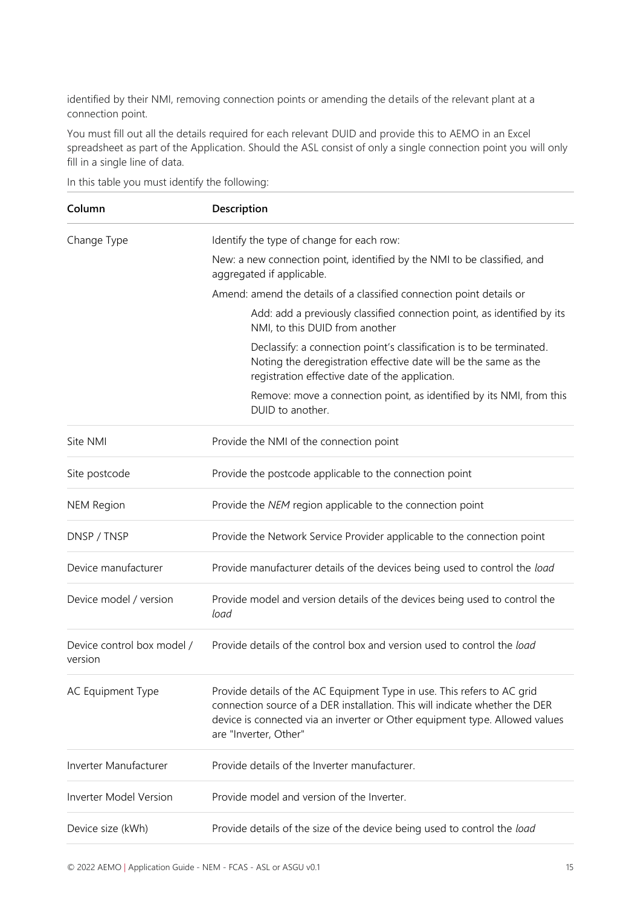identified by their NMI, removing connection points or amending the details of the relevant plant at a connection point.

You must fill out all the details required for each relevant DUID and provide this to AEMO in an Excel spreadsheet as part of the Application. Should the ASL consist of only a single connection point you will only fill in a single line of data.

In this table you must identify the following:

| Column | Description |
|---|---|
| Change Type | Identify the type of change for each row:<br>New: a new connection point, identified by the NMI to be classified, and aggregated if applicable.<br>Amend: amend the details of a classified connection point details or<br>Add: add a previously classified connection point, as identified by its NMI, to this DUID from another<br>Declassify: a connection point's classification is to be terminated. Noting the deregistration effective date will be the same as the registration effective date of the application.<br>Remove: move a connection point, as identified by its NMI, from this DUID to another. |
| Site NMI | Provide the NMI of the connection point |
| Site postcode | Provide the postcode applicable to the connection point |
| NEM Region | Provide the *NEM* region applicable to the connection point |
| DNSP / TNSP | Provide the Network Service Provider applicable to the connection point |
| Device manufacturer | Provide manufacturer details of the devices being used to control the *load* |
| Device model / version | Provide model and version details of the devices being used to control the *load* |
| Device control box model / version | Provide details of the control box and version used to control the *load* |
| AC Equipment Type | Provide details of the AC Equipment Type in use. This refers to AC grid connection source of a DER installation. This will indicate whether the DER device is connected via an inverter or Other equipment type. Allowed values are "Inverter, Other" |
| Inverter Manufacturer | Provide details of the Inverter manufacturer. |
| Inverter Model Version | Provide model and version of the Inverter. |
| Device size (kWh) | Provide details of the size of the device being used to control the *load* |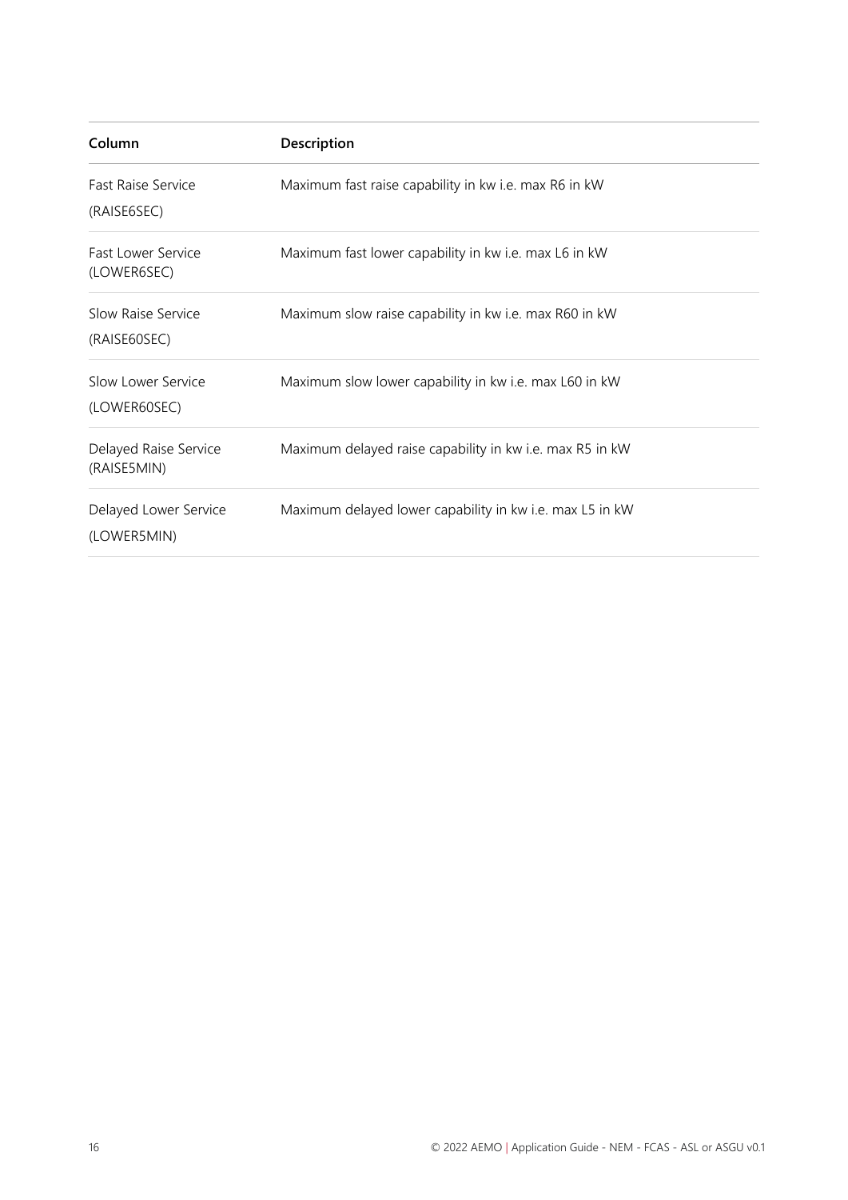| Column | Description |
| --- | --- |
| Fast Raise Service (RAISE6SEC) | Maximum fast raise capability in kw i.e. max R6 in kW |
| Fast Lower Service (LOWER6SEC) | Maximum fast lower capability in kw i.e. max L6 in kW |
| Slow Raise Service (RAISE60SEC) | Maximum slow raise capability in kw i.e. max R60 in kW |
| Slow Lower Service (LOWER60SEC) | Maximum slow lower capability in kw i.e. max L60 in kW |
| Delayed Raise Service (RAISE5MIN) | Maximum delayed raise capability in kw i.e. max R5 in kW |
| Delayed Lower Service (LOWER5MIN) | Maximum delayed lower capability in kw i.e. max L5 in kW |